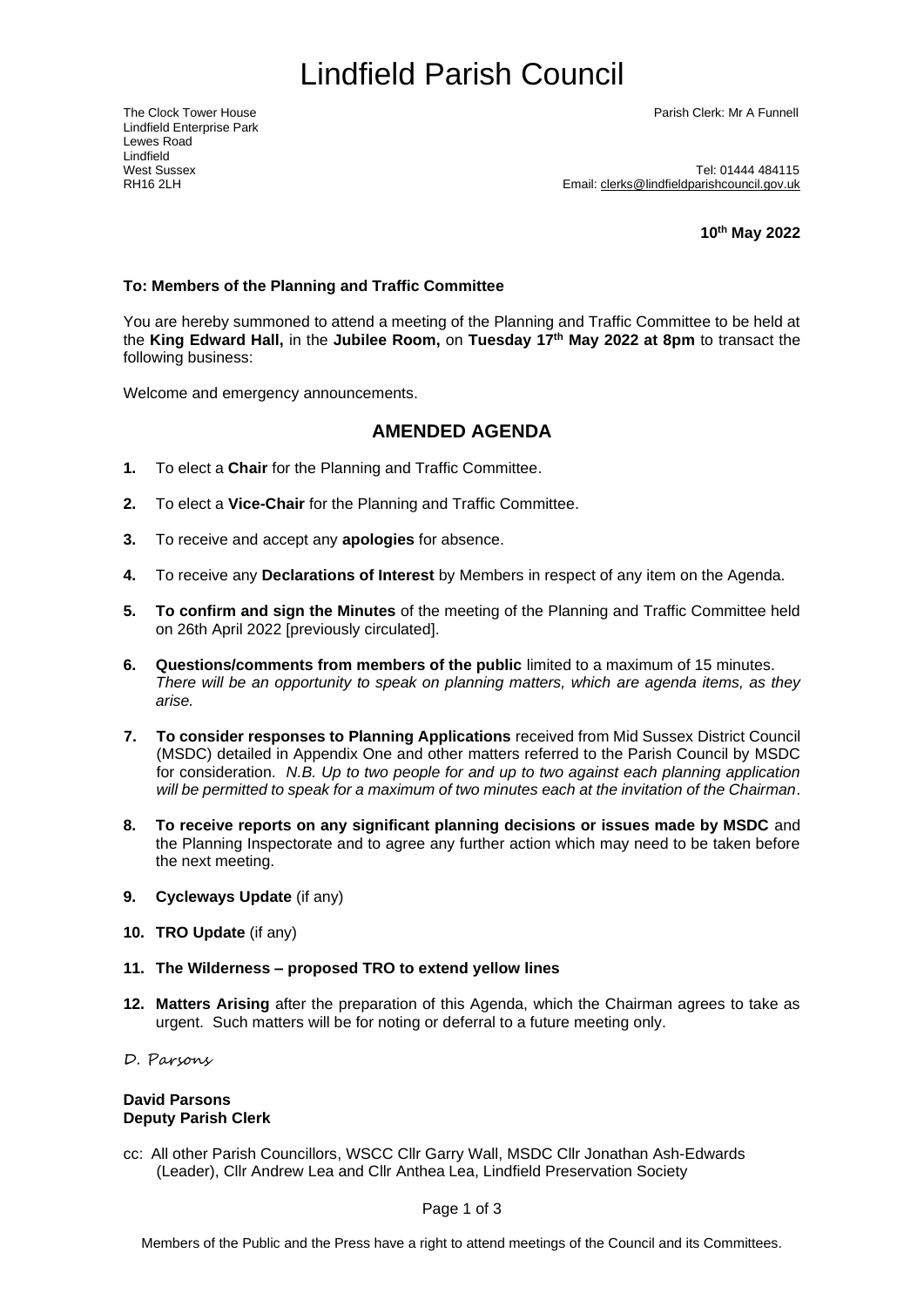# Lindfield Parish Council

The Clock Tower House
Lindfield Enterprise Park
Lewes Road
Lindfield
West Sussex
RH16 2LH

Parish Clerk: Mr A Funnell

Tel: 01444 484115
Email: clerks@lindfieldparishcouncil.gov.uk

**10th May 2022**

**To: Members of the Planning and Traffic Committee**

You are hereby summoned to attend a meeting of the Planning and Traffic Committee to be held at the **King Edward Hall,** in the **Jubilee Room,** on **Tuesday 17th May 2022 at 8pm** to transact the following business:

Welcome and emergency announcements.

## AMENDED AGENDA

1. To elect a **Chair** for the Planning and Traffic Committee.
2. To elect a **Vice-Chair** for the Planning and Traffic Committee.
3. To receive and accept any **apologies** for absence.
4. To receive any **Declarations of Interest** by Members in respect of any item on the Agenda.
5. **To confirm and sign the Minutes** of the meeting of the Planning and Traffic Committee held on 26th April 2022 [previously circulated].
6. **Questions/comments from members of the public** limited to a maximum of 15 minutes. *There will be an opportunity to speak on planning matters, which are agenda items, as they arise.*
7. **To consider responses to Planning Applications** received from Mid Sussex District Council (MSDC) detailed in Appendix One and other matters referred to the Parish Council by MSDC for consideration. *N.B. Up to two people for and up to two against each planning application will be permitted to speak for a maximum of two minutes each at the invitation of the Chairman*.
8. **To receive reports on any significant planning decisions or issues made by MSDC** and the Planning Inspectorate and to agree any further action which may need to be taken before the next meeting.
9. **Cycleways Update** (if any)
10. **TRO Update** (if any)
11. **The Wilderness – proposed TRO to extend yellow lines**
12. **Matters Arising** after the preparation of this Agenda, which the Chairman agrees to take as urgent. Such matters will be for noting or deferral to a future meeting only.

*D. Parsons*

**David Parsons**
**Deputy Parish Clerk**

cc: All other Parish Councillors, WSCC Cllr Garry Wall, MSDC Cllr Jonathan Ash-Edwards (Leader), Cllr Andrew Lea and Cllr Anthea Lea, Lindfield Preservation Society

Members of the Public and the Press have a right to attend meetings of the Council and its Committees.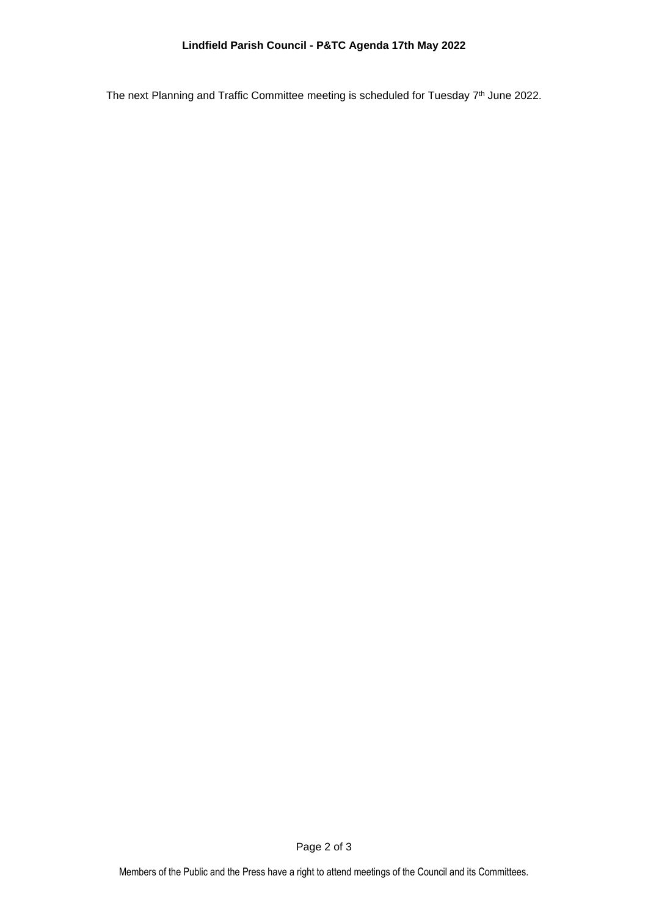The next Planning and Traffic Committee meeting is scheduled for Tuesday 7th June 2022.

Members of the Public and the Press have a right to attend meetings of the Council and its Committees.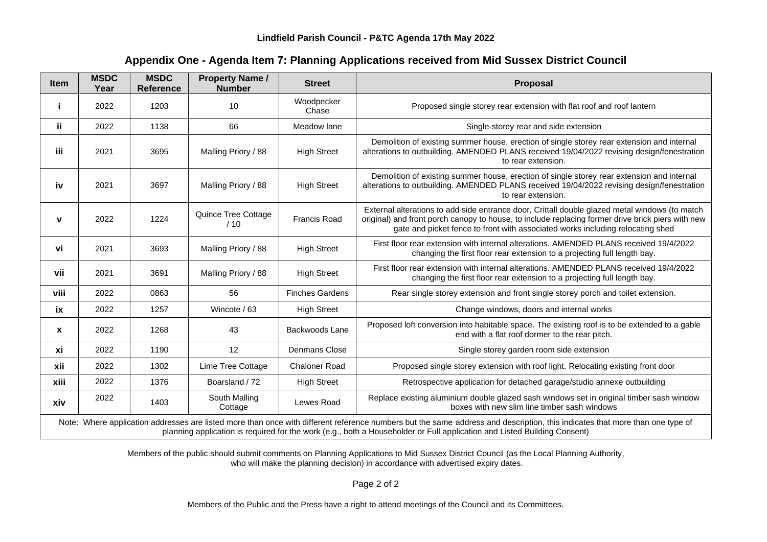**Lindfield Parish Council - P&TC Agenda 17th May 2022**

## Appendix One - Agenda Item 7: Planning Applications received from Mid Sussex District Council

| Item | MSDC Year | MSDC Reference | Property Name / Number | Street | Proposal |
|---|---|---|---|---|---|
| i | 2022 | 1203 | 10 | Woodpecker Chase | Proposed single storey rear extension with flat roof and roof lantern |
| ii | 2022 | 1138 | 66 | Meadow lane | Single-storey rear and side extension |
| iii | 2021 | 3695 | Malling Priory / 88 | High Street | Demolition of existing summer house, erection of single storey rear extension and internal alterations to outbuilding. AMENDED PLANS received 19/04/2022 revising design/fenestration to rear extension. |
| iv | 2021 | 3697 | Malling Priory / 88 | High Street | Demolition of existing summer house, erection of single storey rear extension and internal alterations to outbuilding. AMENDED PLANS received 19/04/2022 revising design/fenestration to rear extension. |
| v | 2022 | 1224 | Quince Tree Cottage / 10 | Francis Road | External alterations to add side entrance door, Crittall double glazed metal windows (to match original) and front porch canopy to house, to include replacing former drive brick piers with new gate and picket fence to front with associated works including relocating shed |
| vi | 2021 | 3693 | Malling Priory / 88 | High Street | First floor rear extension with internal alterations. AMENDED PLANS received 19/4/2022 changing the first floor rear extension to a projecting full length bay. |
| vii | 2021 | 3691 | Malling Priory / 88 | High Street | First floor rear extension with internal alterations. AMENDED PLANS received 19/4/2022 changing the first floor rear extension to a projecting full length bay. |
| viii | 2022 | 0863 | 56 | Finches Gardens | Rear single storey extension and front single storey porch and toilet extension. |
| ix | 2022 | 1257 | Wincote / 63 | High Street | Change windows, doors and internal works |
| x | 2022 | 1268 | 43 | Backwoods Lane | Proposed loft conversion into habitable space. The existing roof is to be extended to a gable end with a flat roof dormer to the rear pitch. |
| xi | 2022 | 1190 | 12 | Denmans Close | Single storey garden room side extension |
| xii | 2022 | 1302 | Lime Tree Cottage | Chaloner Road | Proposed single storey extension with roof light. Relocating existing front door |
| xiii | 2022 | 1376 | Boarsland / 72 | High Street | Retrospective application for detached garage/studio annexe outbuilding |
| xiv | 2022 | 1403 | South Malling Cottage | Lewes Road | Replace existing aluminium double glazed sash windows set in original timber sash window boxes with new slim line timber sash windows |

Note: Where application addresses are listed more than once with different reference numbers but the same address and description, this indicates that more than one type of planning application is required for the work (e.g., both a Householder or Full application and Listed Building Consent)

Members of the public should submit comments on Planning Applications to Mid Sussex District Council (as the Local Planning Authority, who will make the planning decision) in accordance with advertised expiry dates.

Members of the Public and the Press have a right to attend meetings of the Council and its Committees.